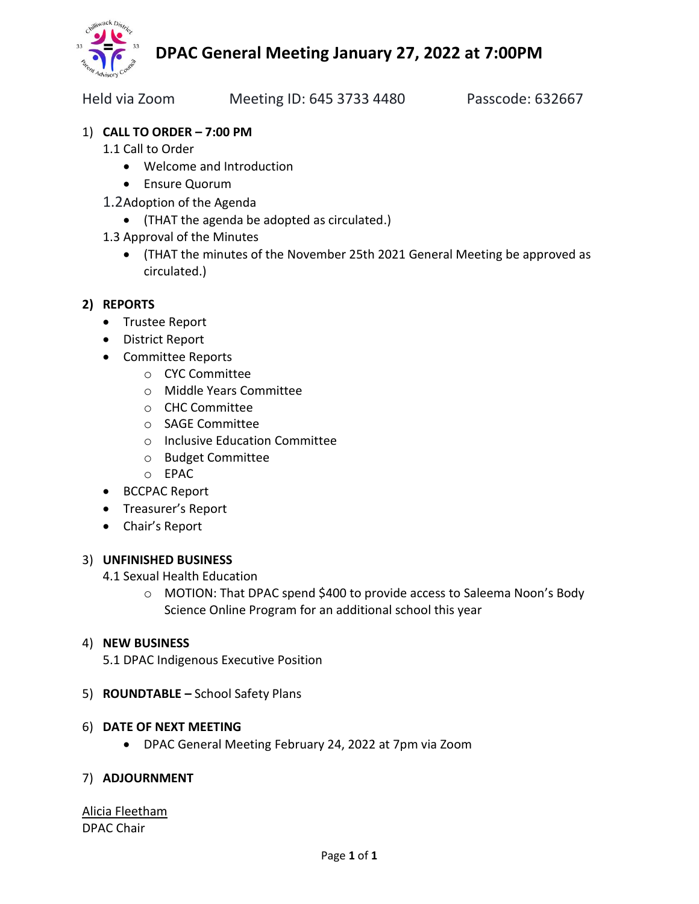# DPAC General Meeting January 27, 2022 at 7:00PM

Held via Zoom Meeting ID: 645 3733 4480 Passcode: 632667

1) **CALL TO ORDER – 7:00 PM**

   1.1 Call to Order
   - Welcome and Introduction
   - Ensure Quorum

   1.2 Adoption of the Agenda
   - (THAT the agenda be adopted as circulated.)

   1.3 Approval of the Minutes
   - (THAT the minutes of the November 25th 2021 General Meeting be approved as circulated.)

2) **REPORTS**
   - Trustee Report
   - District Report
   - Committee Reports
     - CYC Committee
     - Middle Years Committee
     - CHC Committee
     - SAGE Committee
     - Inclusive Education Committee
     - Budget Committee
     - EPAC
   - BCCPAC Report
   - Treasurer's Report
   - Chair's Report

3) **UNFINISHED BUSINESS**

   4.1 Sexual Health Education
   - MOTION: That DPAC spend $400 to provide access to Saleema Noon's Body Science Online Program for an additional school this year

4) **NEW BUSINESS**

   5.1 DPAC Indigenous Executive Position

5) **ROUNDTABLE –** School Safety Plans

6) **DATE OF NEXT MEETING**
   - DPAC General Meeting February 24, 2022 at 7pm via Zoom

7) **ADJOURNMENT**

Alicia Fleetham
DPAC Chair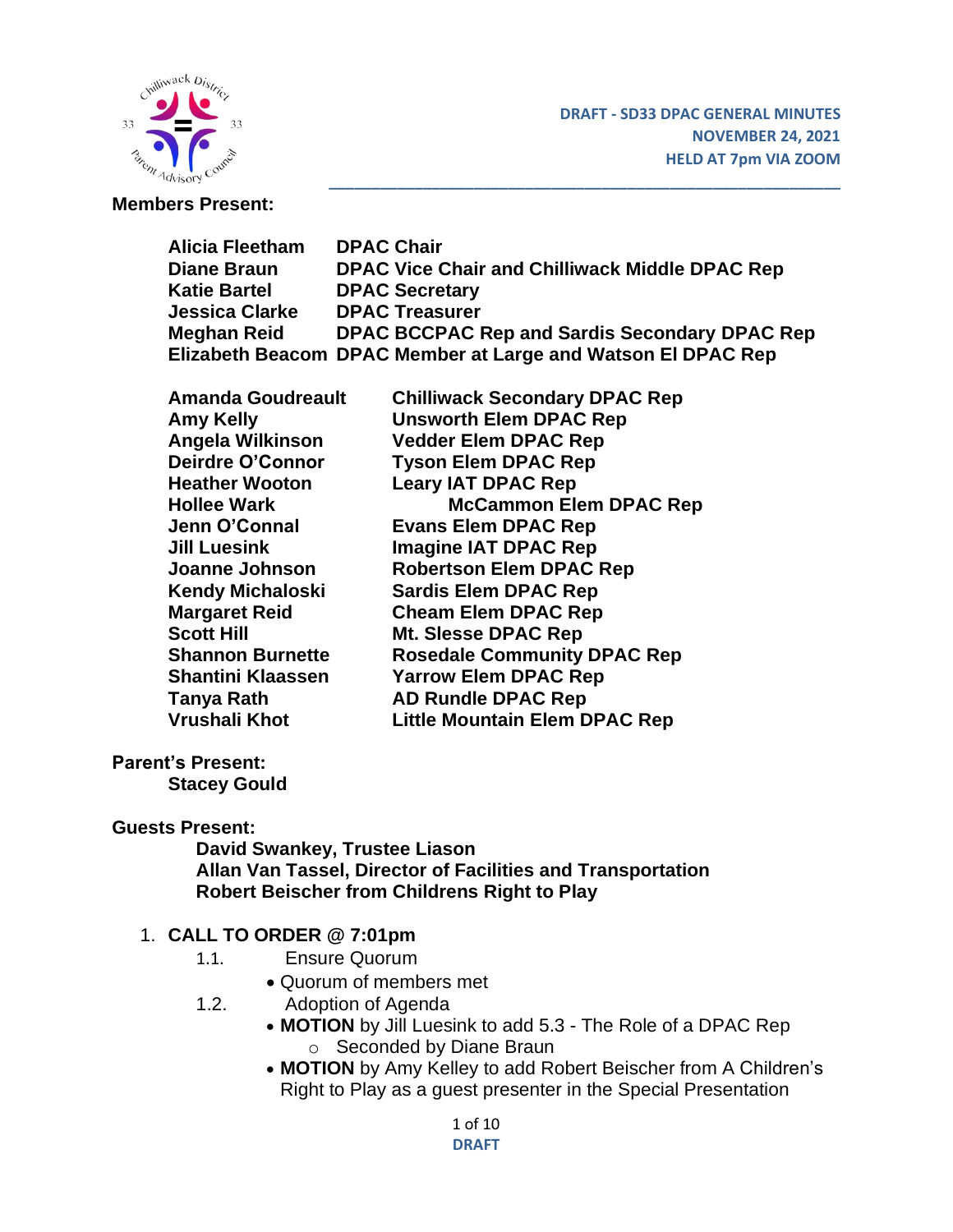**DRAFT - SD33 DPAC GENERAL MINUTES**
**NOVEMBER 24, 2021**
**HELD AT 7pm VIA ZOOM**

**Members Present:**

| | |
|---|---|
| **Alicia Fleetham** | **DPAC Chair** |
| **Diane Braun** | **DPAC Vice Chair and Chilliwack Middle DPAC Rep** |
| **Katie Bartel** | **DPAC Secretary** |
| **Jessica Clarke** | **DPAC Treasurer** |
| **Meghan Reid** | **DPAC BCCPAC Rep and Sardis Secondary DPAC Rep** |
| **Elizabeth Beacom** | **DPAC Member at Large and Watson El DPAC Rep** |

| | |
|---|---|
| **Amanda Goudreault** | **Chilliwack Secondary DPAC Rep** |
| **Amy Kelly** | **Unsworth Elem DPAC Rep** |
| **Angela Wilkinson** | **Vedder Elem DPAC Rep** |
| **Deirdre O'Connor** | **Tyson Elem DPAC Rep** |
| **Heather Wooton** | **Leary IAT DPAC Rep** |
| **Hollee Wark** | **McCammon Elem DPAC Rep** |
| **Jenn O'Connal** | **Evans Elem DPAC Rep** |
| **Jill Luesink** | **Imagine IAT DPAC Rep** |
| **Joanne Johnson** | **Robertson Elem DPAC Rep** |
| **Kendy Michaloski** | **Sardis Elem DPAC Rep** |
| **Margaret Reid** | **Cheam Elem DPAC Rep** |
| **Scott Hill** | **Mt. Slesse DPAC Rep** |
| **Shannon Burnette** | **Rosedale Community DPAC Rep** |
| **Shantini Klaassen** | **Yarrow Elem DPAC Rep** |
| **Tanya Rath** | **AD Rundle DPAC Rep** |
| **Vrushali Khot** | **Little Mountain Elem DPAC Rep** |

**Parent's Present:**
**Stacey Gould**

**Guests Present:**
**David Swankey, Trustee Liason**
**Allan Van Tassel, Director of Facilities and Transportation**
**Robert Beischer from Childrens Right to Play**

1. **CALL TO ORDER @ 7:01pm**
   1.1. Ensure Quorum
   - Quorum of members met

   1.2. Adoption of Agenda
   - **MOTION** by Jill Luesink to add 5.3 - The Role of a DPAC Rep
     - Seconded by Diane Braun
   - **MOTION** by Amy Kelley to add Robert Beischer from A Children's Right to Play as a guest presenter in the Special Presentation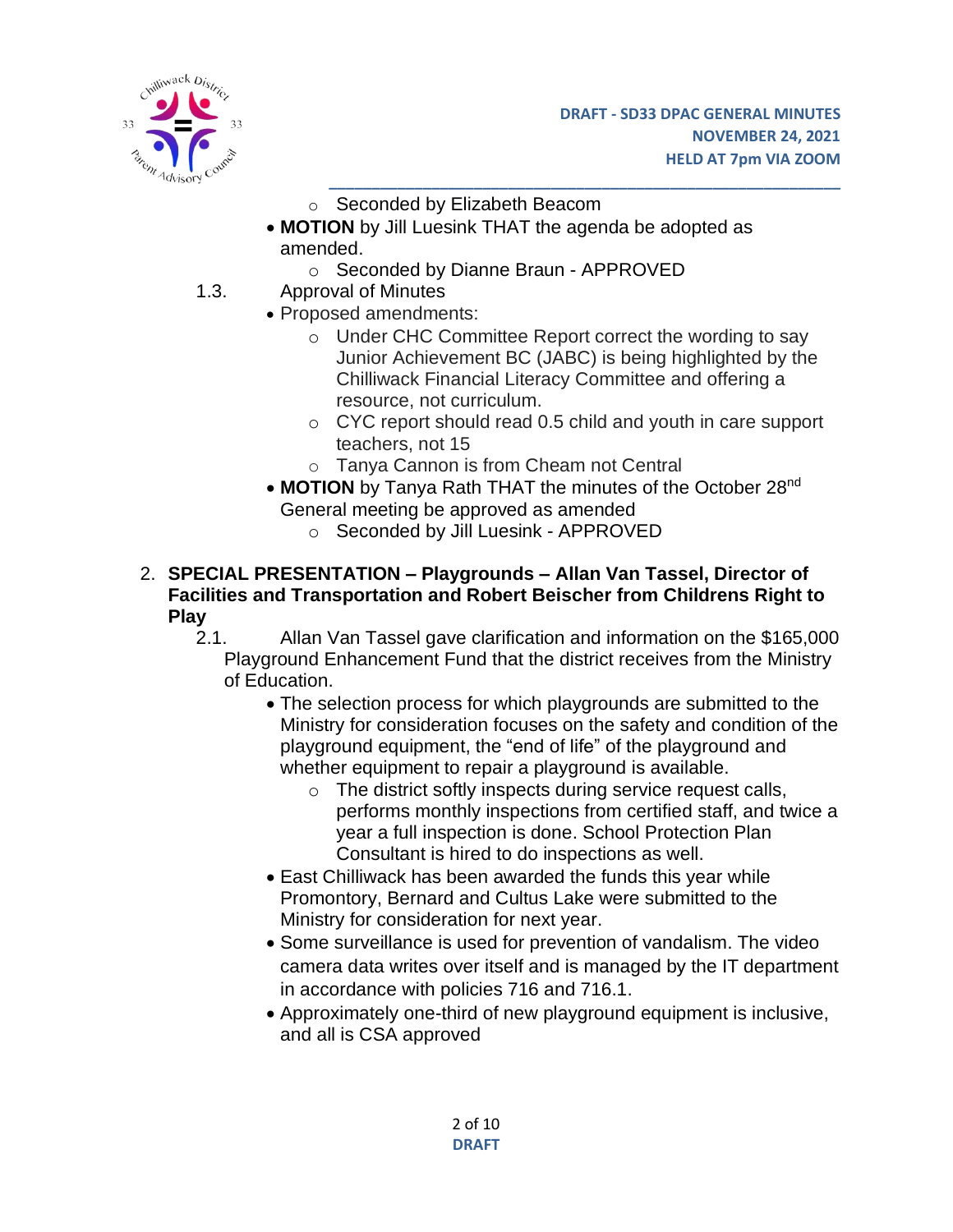- Seconded by Elizabeth Beacom
- **MOTION** by Jill Luesink THAT the agenda be adopted as amended.
  - Seconded by Dianne Braun - APPROVED

1.3. Approval of Minutes

- Proposed amendments:
  - Under CHC Committee Report correct the wording to say Junior Achievement BC (JABC) is being highlighted by the Chilliwack Financial Literacy Committee and offering a resource, not curriculum.
  - CYC report should read 0.5 child and youth in care support teachers, not 15
  - Tanya Cannon is from Cheam not Central
- **MOTION** by Tanya Rath THAT the minutes of the October 28nd General meeting be approved as amended
  - Seconded by Jill Luesink - APPROVED

2. **SPECIAL PRESENTATION – Playgrounds – Allan Van Tassel, Director of Facilities and Transportation and Robert Beischer from Childrens Right to Play**

2.1. Allan Van Tassel gave clarification and information on the $165,000 Playground Enhancement Fund that the district receives from the Ministry of Education.

- The selection process for which playgrounds are submitted to the Ministry for consideration focuses on the safety and condition of the playground equipment, the "end of life" of the playground and whether equipment to repair a playground is available.
  - The district softly inspects during service request calls, performs monthly inspections from certified staff, and twice a year a full inspection is done. School Protection Plan Consultant is hired to do inspections as well.
- East Chilliwack has been awarded the funds this year while Promontory, Bernard and Cultus Lake were submitted to the Ministry for consideration for next year.
- Some surveillance is used for prevention of vandalism. The video camera data writes over itself and is managed by the IT department in accordance with policies 716 and 716.1.
- Approximately one-third of new playground equipment is inclusive, and all is CSA approved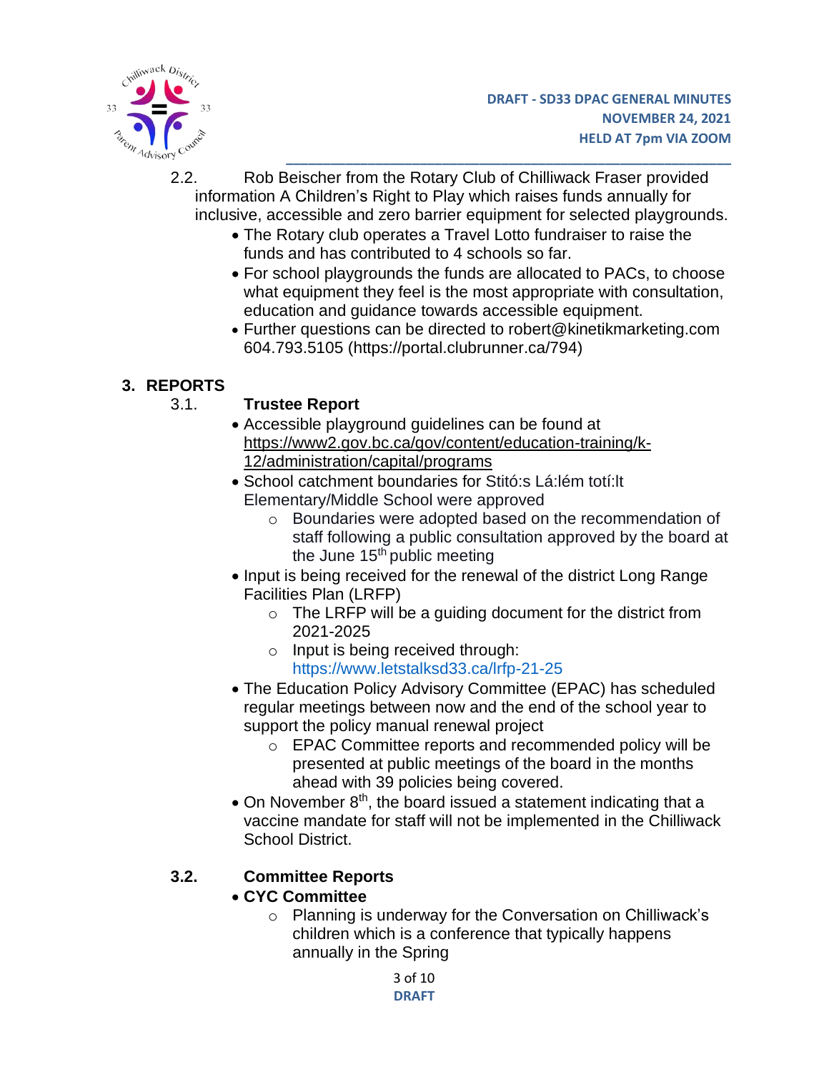2.2. Rob Beischer from the Rotary Club of Chilliwack Fraser provided information A Children's Right to Play which raises funds annually for inclusive, accessible and zero barrier equipment for selected playgrounds.

- The Rotary club operates a Travel Lotto fundraiser to raise the funds and has contributed to 4 schools so far.
- For school playgrounds the funds are allocated to PACs, to choose what equipment they feel is the most appropriate with consultation, education and guidance towards accessible equipment.
- Further questions can be directed to robert@kinetikmarketing.com 604.793.5105 (https://portal.clubrunner.ca/794)

## 3. REPORTS

### 3.1. Trustee Report

- Accessible playground guidelines can be found at https://www2.gov.bc.ca/gov/content/education-training/k-12/administration/capital/programs
- School catchment boundaries for Stitó:s Lá:lém totí:lt Elementary/Middle School were approved
  - Boundaries were adopted based on the recommendation of staff following a public consultation approved by the board at the June 15th public meeting
- Input is being received for the renewal of the district Long Range Facilities Plan (LRFP)
  - The LRFP will be a guiding document for the district from 2021-2025
  - Input is being received through: https://www.letstalksd33.ca/lrfp-21-25
- The Education Policy Advisory Committee (EPAC) has scheduled regular meetings between now and the end of the school year to support the policy manual renewal project
  - EPAC Committee reports and recommended policy will be presented at public meetings of the board in the months ahead with 39 policies being covered.
- On November 8th, the board issued a statement indicating that a vaccine mandate for staff will not be implemented in the Chilliwack School District.

### 3.2. Committee Reports

- **CYC Committee**
  - Planning is underway for the Conversation on Chilliwack's children which is a conference that typically happens annually in the Spring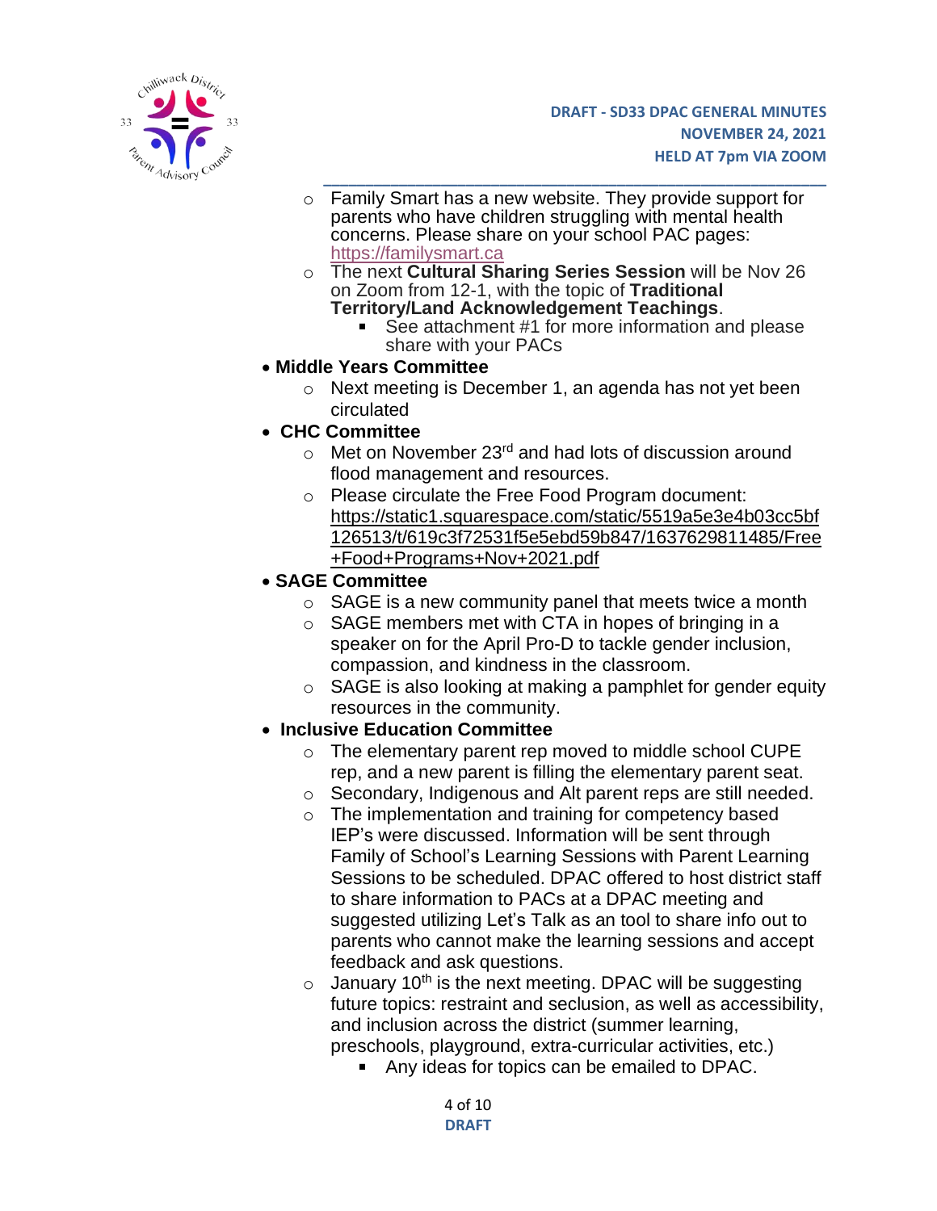- Family Smart has a new website. They provide support for parents who have children struggling with mental health concerns. Please share on your school PAC pages: https://familysmart.ca
- The next **Cultural Sharing Series Session** will be Nov 26 on Zoom from 12-1, with the topic of **Traditional Territory/Land Acknowledgement Teachings**.
  - See attachment #1 for more information and please share with your PACs

- **Middle Years Committee**
  - Next meeting is December 1, an agenda has not yet been circulated
- **CHC Committee**
  - Met on November 23rd and had lots of discussion around flood management and resources.
  - Please circulate the Free Food Program document: https://static1.squarespace.com/static/5519a5e3e4b03cc5bf126513/t/619c3f72531f5e5ebd59b847/1637629811485/Free+Food+Programs+Nov+2021.pdf
- **SAGE Committee**
  - SAGE is a new community panel that meets twice a month
  - SAGE members met with CTA in hopes of bringing in a speaker on for the April Pro-D to tackle gender inclusion, compassion, and kindness in the classroom.
  - SAGE is also looking at making a pamphlet for gender equity resources in the community.
- **Inclusive Education Committee**
  - The elementary parent rep moved to middle school CUPE rep, and a new parent is filling the elementary parent seat.
  - Secondary, Indigenous and Alt parent reps are still needed.
  - The implementation and training for competency based IEP's were discussed. Information will be sent through Family of School's Learning Sessions with Parent Learning Sessions to be scheduled. DPAC offered to host district staff to share information to PACs at a DPAC meeting and suggested utilizing Let's Talk as an tool to share info out to parents who cannot make the learning sessions and accept feedback and ask questions.
  - January 10th is the next meeting. DPAC will be suggesting future topics: restraint and seclusion, as well as accessibility, and inclusion across the district (summer learning, preschools, playground, extra-curricular activities, etc.)
    - Any ideas for topics can be emailed to DPAC.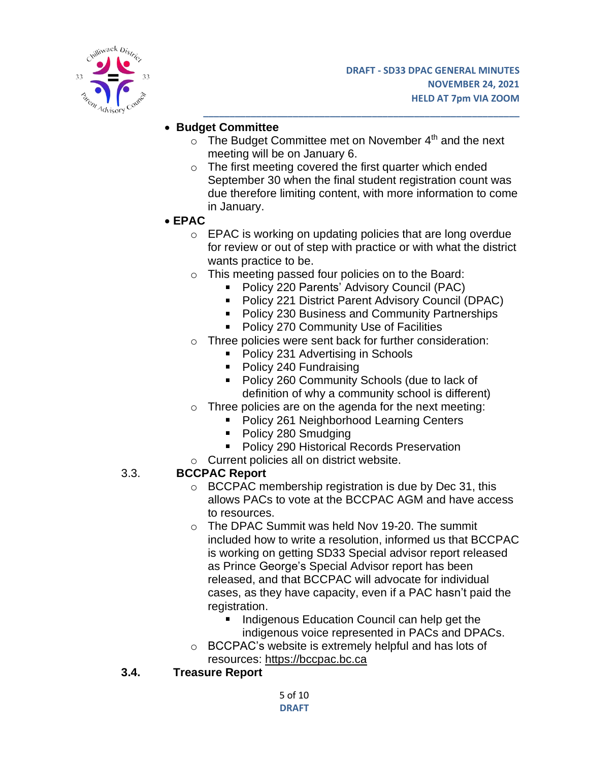- **Budget Committee**
  - The Budget Committee met on November 4th and the next meeting will be on January 6.
  - The first meeting covered the first quarter which ended September 30 when the final student registration count was due therefore limiting content, with more information to come in January.
- **EPAC**
  - EPAC is working on updating policies that are long overdue for review or out of step with practice or with what the district wants practice to be.
  - This meeting passed four policies on to the Board:
    - Policy 220 Parents' Advisory Council (PAC)
    - Policy 221 District Parent Advisory Council (DPAC)
    - Policy 230 Business and Community Partnerships
    - Policy 270 Community Use of Facilities
  - Three policies were sent back for further consideration:
    - Policy 231 Advertising in Schools
    - Policy 240 Fundraising
    - Policy 260 Community Schools (due to lack of definition of why a community school is different)
  - Three policies are on the agenda for the next meeting:
    - Policy 261 Neighborhood Learning Centers
    - Policy 280 Smudging
    - Policy 290 Historical Records Preservation
  - Current policies all on district website.

### 3.3. BCCPAC Report

- BCCPAC membership registration is due by Dec 31, this allows PACs to vote at the BCCPAC AGM and have access to resources.
- The DPAC Summit was held Nov 19-20. The summit included how to write a resolution, informed us that BCCPAC is working on getting SD33 Special advisor report released as Prince George's Special Advisor report has been released, and that BCCPAC will advocate for individual cases, as they have capacity, even if a PAC hasn't paid the registration.
  - Indigenous Education Council can help get the indigenous voice represented in PACs and DPACs.
- BCCPAC's website is extremely helpful and has lots of resources: https://bccpac.bc.ca

### 3.4. Treasure Report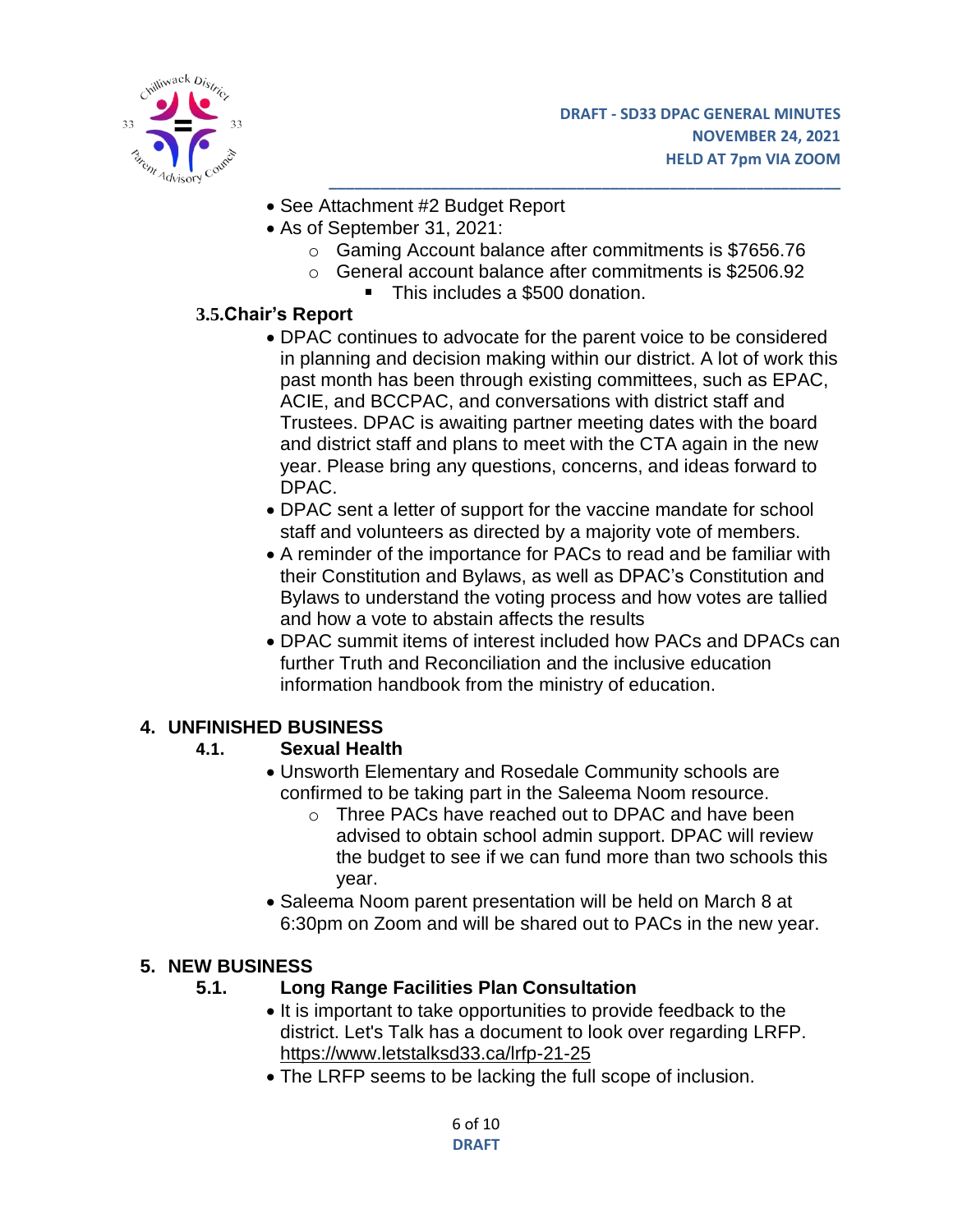- See Attachment #2 Budget Report
- As of September 31, 2021:
  - Gaming Account balance after commitments is $7656.76
  - General account balance after commitments is $2506.92
    - This includes a $500 donation.

### 3.5. Chair's Report

- DPAC continues to advocate for the parent voice to be considered in planning and decision making within our district. A lot of work this past month has been through existing committees, such as EPAC, ACIE, and BCCPAC, and conversations with district staff and Trustees. DPAC is awaiting partner meeting dates with the board and district staff and plans to meet with the CTA again in the new year. Please bring any questions, concerns, and ideas forward to DPAC.
- DPAC sent a letter of support for the vaccine mandate for school staff and volunteers as directed by a majority vote of members.
- A reminder of the importance for PACs to read and be familiar with their Constitution and Bylaws, as well as DPAC's Constitution and Bylaws to understand the voting process and how votes are tallied and how a vote to abstain affects the results
- DPAC summit items of interest included how PACs and DPACs can further Truth and Reconciliation and the inclusive education information handbook from the ministry of education.

## 4. UNFINISHED BUSINESS

### 4.1. Sexual Health

- Unsworth Elementary and Rosedale Community schools are confirmed to be taking part in the Saleema Noom resource.
  - Three PACs have reached out to DPAC and have been advised to obtain school admin support. DPAC will review the budget to see if we can fund more than two schools this year.
- Saleema Noom parent presentation will be held on March 8 at 6:30pm on Zoom and will be shared out to PACs in the new year.

## 5. NEW BUSINESS

### 5.1. Long Range Facilities Plan Consultation

- It is important to take opportunities to provide feedback to the district. Let's Talk has a document to look over regarding LRFP. https://www.letstalksd33.ca/lrfp-21-25
- The LRFP seems to be lacking the full scope of inclusion.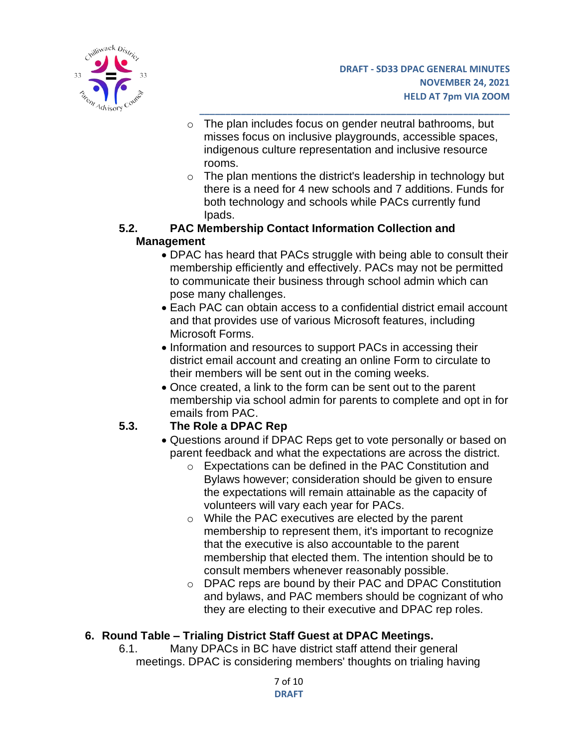- The plan includes focus on gender neutral bathrooms, but misses focus on inclusive playgrounds, accessible spaces, indigenous culture representation and inclusive resource rooms.
  - The plan mentions the district's leadership in technology but there is a need for 4 new schools and 7 additions. Funds for both technology and schools while PACs currently fund Ipads.

**5.2. PAC Membership Contact Information Collection and Management**

- DPAC has heard that PACs struggle with being able to consult their membership efficiently and effectively. PACs may not be permitted to communicate their business through school admin which can pose many challenges.
- Each PAC can obtain access to a confidential district email account and that provides use of various Microsoft features, including Microsoft Forms.
- Information and resources to support PACs in accessing their district email account and creating an online Form to circulate to their members will be sent out in the coming weeks.
- Once created, a link to the form can be sent out to the parent membership via school admin for parents to complete and opt in for emails from PAC.

**5.3. The Role a DPAC Rep**

- Questions around if DPAC Reps get to vote personally or based on parent feedback and what the expectations are across the district.
  - Expectations can be defined in the PAC Constitution and Bylaws however; consideration should be given to ensure the expectations will remain attainable as the capacity of volunteers will vary each year for PACs.
  - While the PAC executives are elected by the parent membership to represent them, it's important to recognize that the executive is also accountable to the parent membership that elected them. The intention should be to consult members whenever reasonably possible.
  - DPAC reps are bound by their PAC and DPAC Constitution and bylaws, and PAC members should be cognizant of who they are electing to their executive and DPAC rep roles.

**6. Round Table – Trialing District Staff Guest at DPAC Meetings.**

6.1. Many DPACs in BC have district staff attend their general meetings. DPAC is considering members' thoughts on trialing having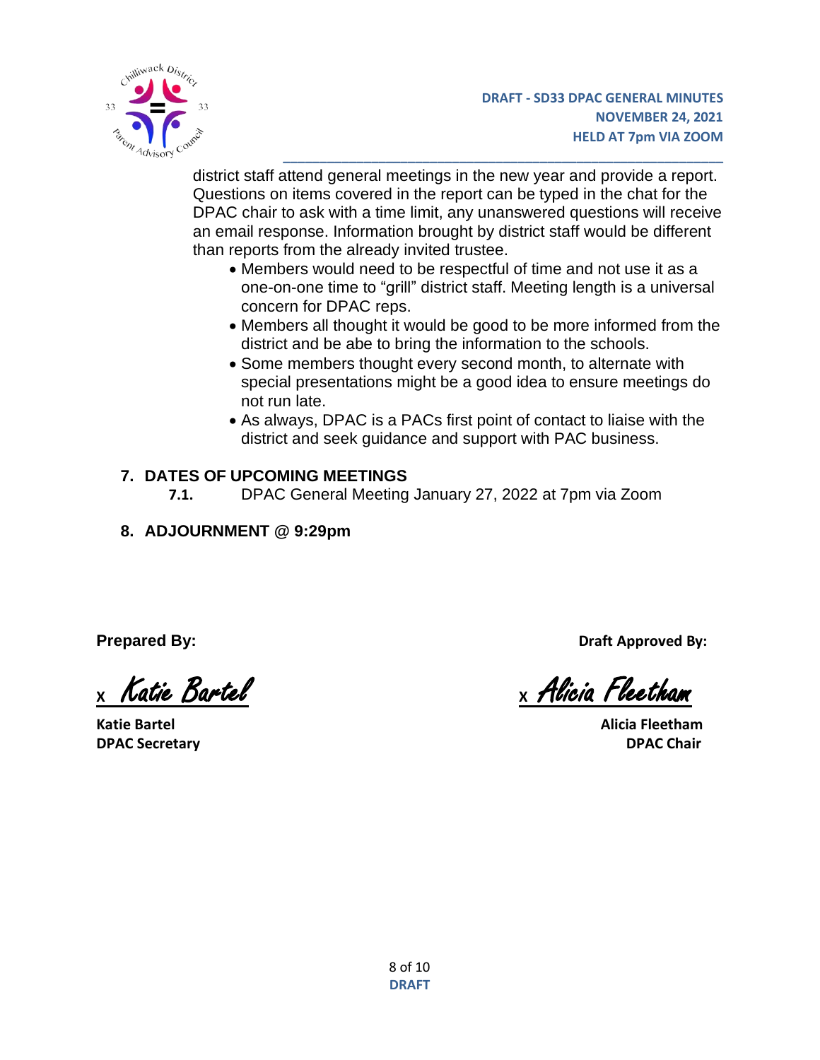district staff attend general meetings in the new year and provide a report. Questions on items covered in the report can be typed in the chat for the DPAC chair to ask with a time limit, any unanswered questions will receive an email response. Information brought by district staff would be different than reports from the already invited trustee.

- Members would need to be respectful of time and not use it as a one-on-one time to "grill" district staff. Meeting length is a universal concern for DPAC reps.
- Members all thought it would be good to be more informed from the district and be abe to bring the information to the schools.
- Some members thought every second month, to alternate with special presentations might be a good idea to ensure meetings do not run late.
- As always, DPAC is a PACs first point of contact to liaise with the district and seek guidance and support with PAC business.

## 7. DATES OF UPCOMING MEETINGS

**7.1.** DPAC General Meeting January 27, 2022 at 7pm via Zoom

## 8. ADJOURNMENT @ 9:29pm

| **Prepared By:** | **Draft Approved By:** |
|---|---|
| x *Katie Bartel* | x *Alicia Fleetham* |
| **Katie Bartel** | **Alicia Fleetham** |
| **DPAC Secretary** | **DPAC Chair** |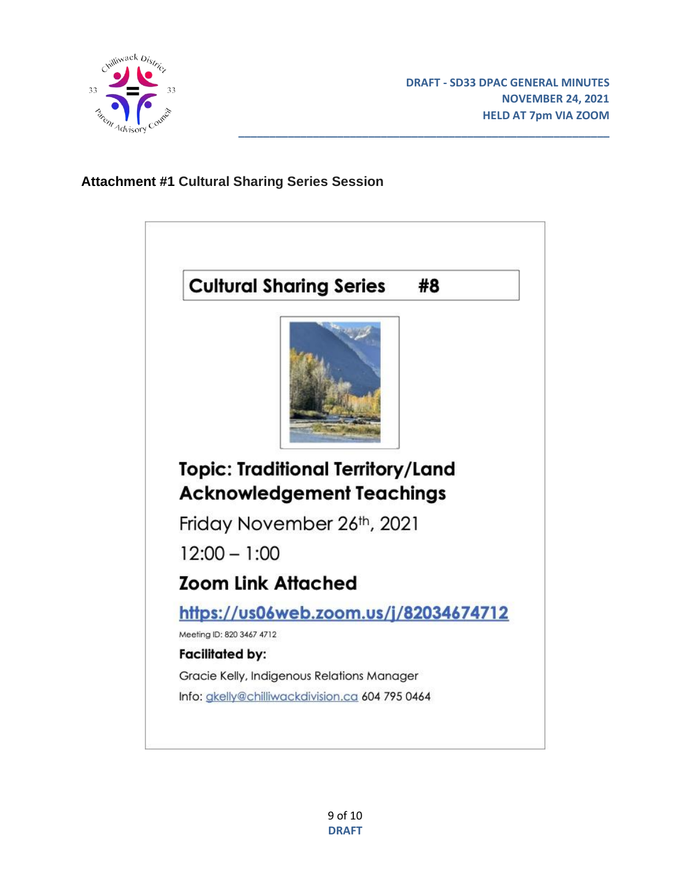# Attachment #1 Cultural Sharing Series Session

## Cultural Sharing Series #8

**Topic: Traditional Territory/Land Acknowledgement Teachings**

Friday November 26th, 2021

12:00 – 1:00

**Zoom Link Attached**

https://us06web.zoom.us/j/82034674712

Meeting ID: 820 3467 4712

**Facilitated by:**

Gracie Kelly, Indigenous Relations Manager

Info: gkelly@chilliwackdivision.ca 604 795 0464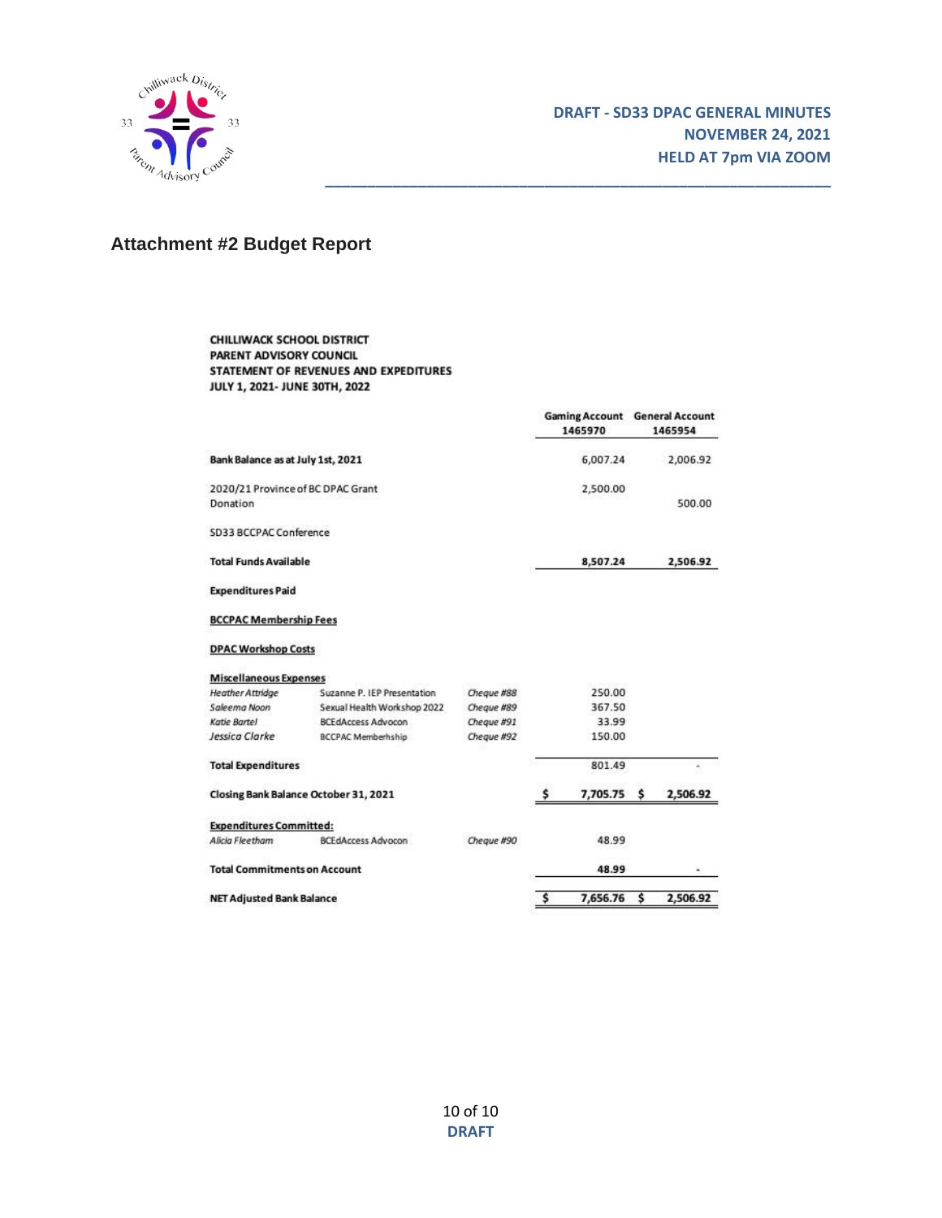## Attachment #2 Budget Report

**CHILLIWACK SCHOOL DISTRICT**
**PARENT ADVISORY COUNCIL**
**STATEMENT OF REVENUES AND EXPEDITURES**
**JULY 1, 2021- JUNE 30TH, 2022**

| | | | Gaming Account 1465970 | General Account 1465954 |
|---|---|---|---|---|
| **Bank Balance as at July 1st, 2021** | | | 6,007.24 | 2,006.92 |
| 2020/21 Province of BC DPAC Grant | | | 2,500.00 | |
| Donation | | | | 500.00 |
| SD33 BCCPAC Conference | | | | |
| **Total Funds Available** | | | **8,507.24** | **2,506.92** |
| **Expenditures Paid** | | | | |
| **BCCPAC Membership Fees** | | | | |
| **DPAC Workshop Costs** | | | | |
| **Miscellaneous Expenses** | | | | |
| *Heather Attridge* | Suzanne P. IEP Presentation | *Cheque #88* | 250.00 | |
| *Saleema Noon* | Sexual Health Workshop 2022 | *Cheque #89* | 367.50 | |
| *Katie Bartel* | BCEdAccess Advocon | *Cheque #91* | 33.99 | |
| *Jessica Clarke* | BCCPAC Memberhship | *Cheque #92* | 150.00 | |
| **Total Expenditures** | | | 801.49 | - |
| **Closing Bank Balance October 31, 2021** | | | **$ 7,705.75** | **$ 2,506.92** |
| **Expenditures Committed:** | | | | |
| *Alicia Fleetham* | BCEdAccess Advocon | *Cheque #90* | 48.99 | |
| **Total Commitments on Account** | | | **48.99** | - |
| **NET Adjusted Bank Balance** | | | **$ 7,656.76** | **$ 2,506.92** |